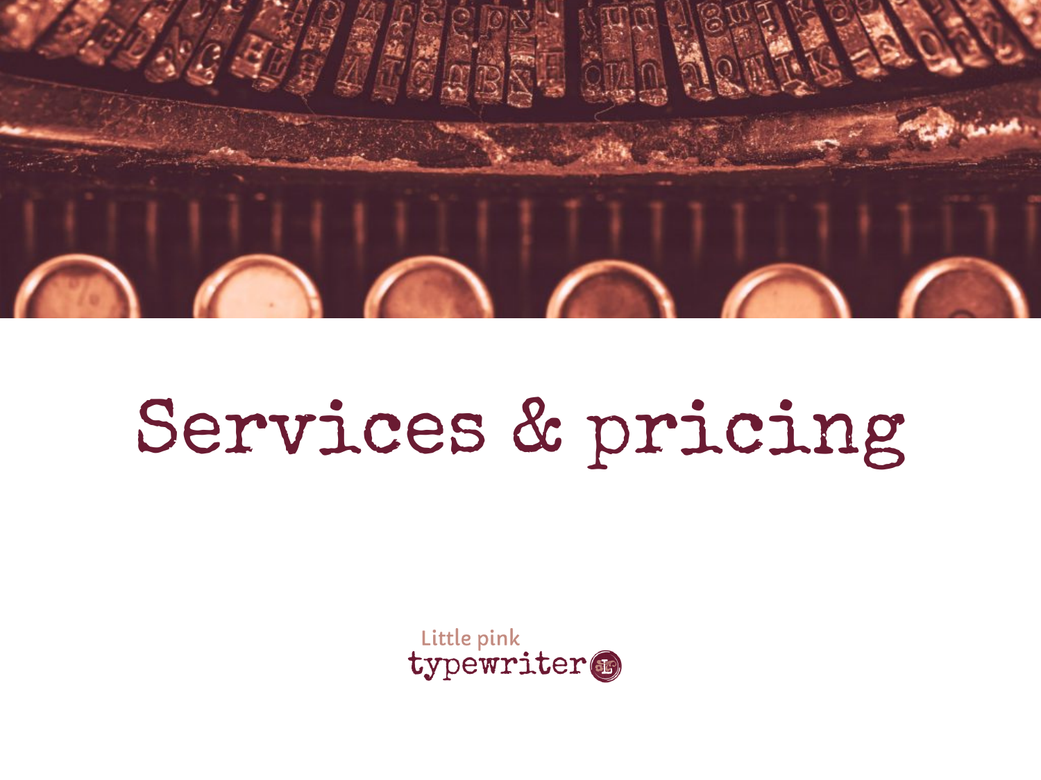# Services & pricing

Little pink
typewriter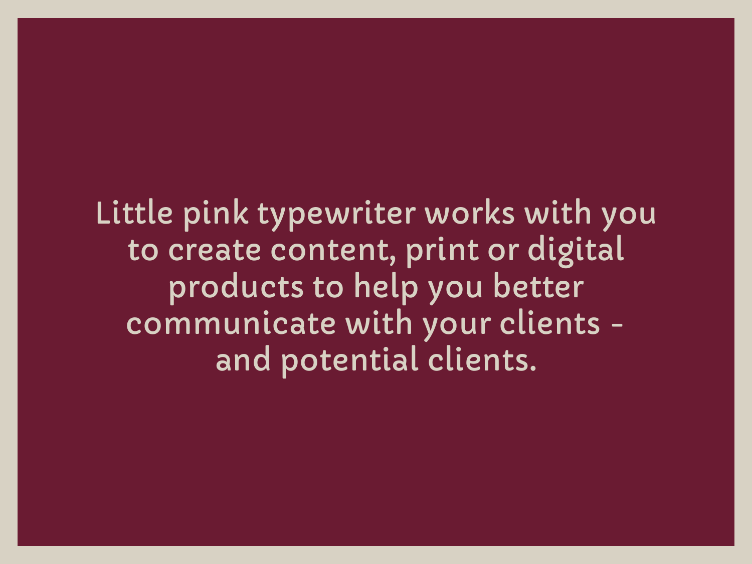Little pink typewriter works with you to create content, print or digital products to help you better communicate with your clients - and potential clients.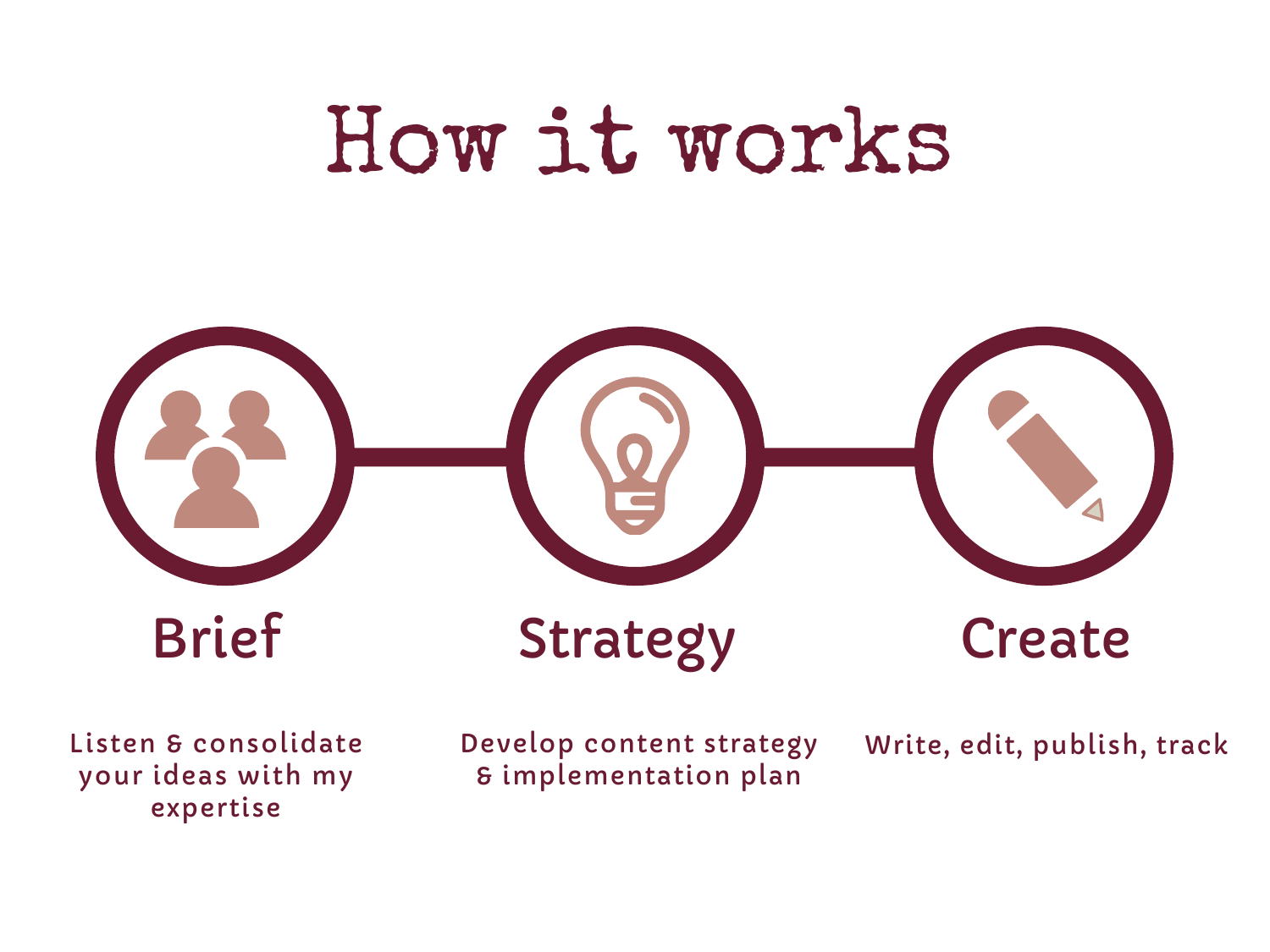# How it works

### Brief

Listen & consolidate your ideas with my expertise

### Strategy

Develop content strategy & implementation plan

### Create

Write, edit, publish, track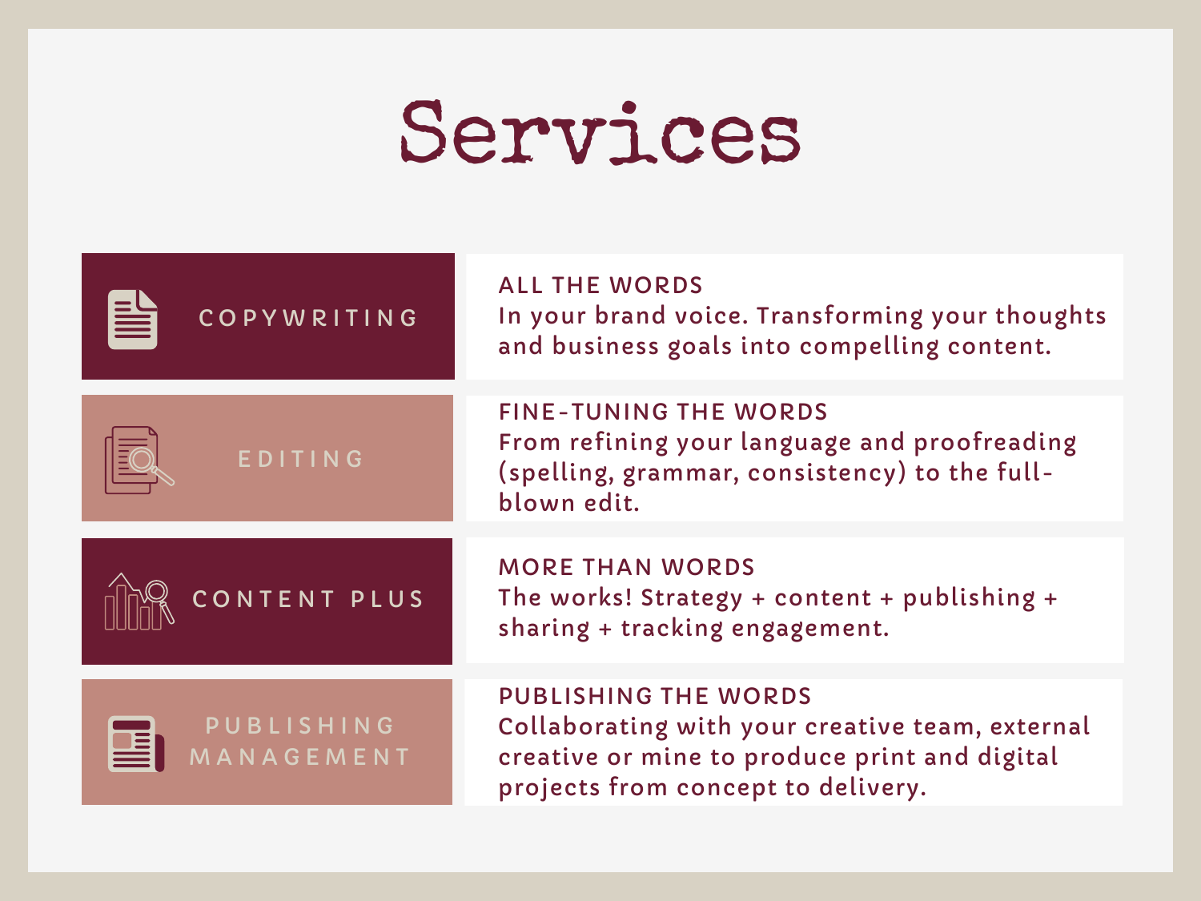# Services

| Service | Description |
| --- | --- |
| COPYWRITING | **ALL THE WORDS** In your brand voice. Transforming your thoughts and business goals into compelling content. |
| EDITING | **FINE-TUNING THE WORDS** From refining your language and proofreading (spelling, grammar, consistency) to the full-blown edit. |
| CONTENT PLUS | **MORE THAN WORDS** The works! Strategy + content + publishing + sharing + tracking engagement. |
| PUBLISHING MANAGEMENT | **PUBLISHING THE WORDS** Collaborating with your creative team, external creative or mine to produce print and digital projects from concept to delivery. |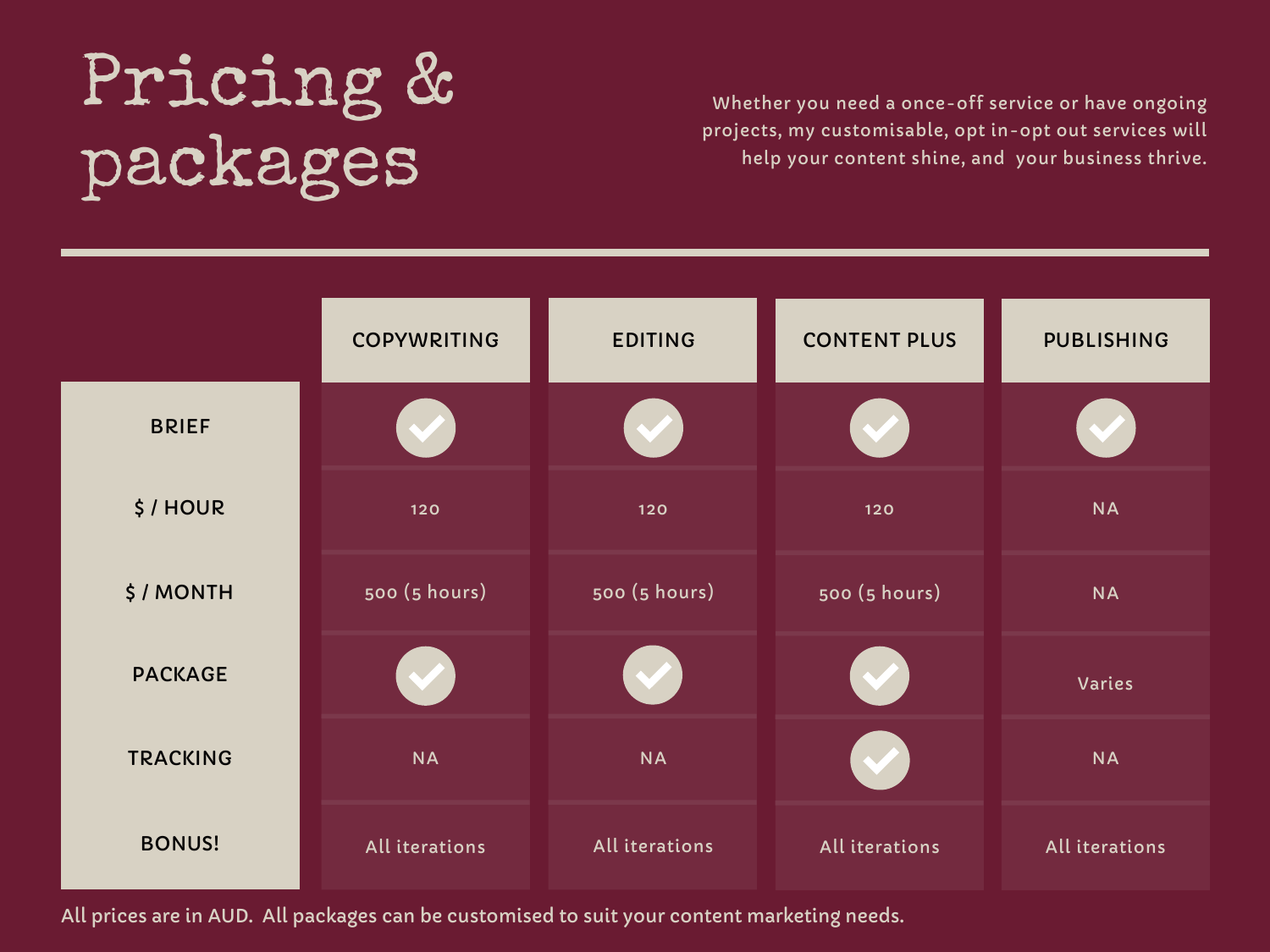# Pricing & packages

Whether you need a once-off service or have ongoing projects, my customisable, opt in-opt out services will help your content shine, and your business thrive.

| | COPYWRITING | EDITING | CONTENT PLUS | PUBLISHING |
|---|---|---|---|---|
| BRIEF | ✓ | ✓ | ✓ | ✓ |
| $ / HOUR | 120 | 120 | 120 | NA |
| $ / MONTH | 500 (5 hours) | 500 (5 hours) | 500 (5 hours) | NA |
| PACKAGE | ✓ | ✓ | ✓ | Varies |
| TRACKING | NA | NA | ✓ | NA |
| BONUS! | All iterations | All iterations | All iterations | All iterations |

All prices are in AUD. All packages can be customised to suit your content marketing needs.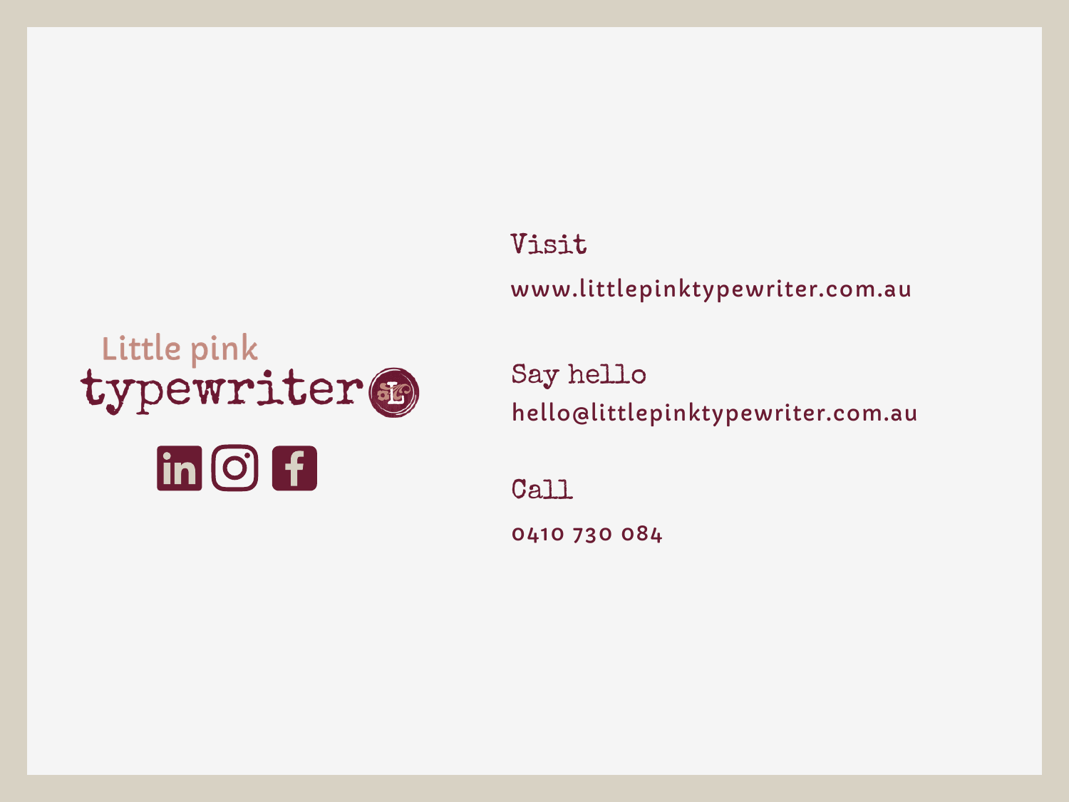Little pink typewriter

Visit

www.littlepinktypewriter.com.au

Say hello

hello@littlepinktypewriter.com.au

Call

0410 730 084